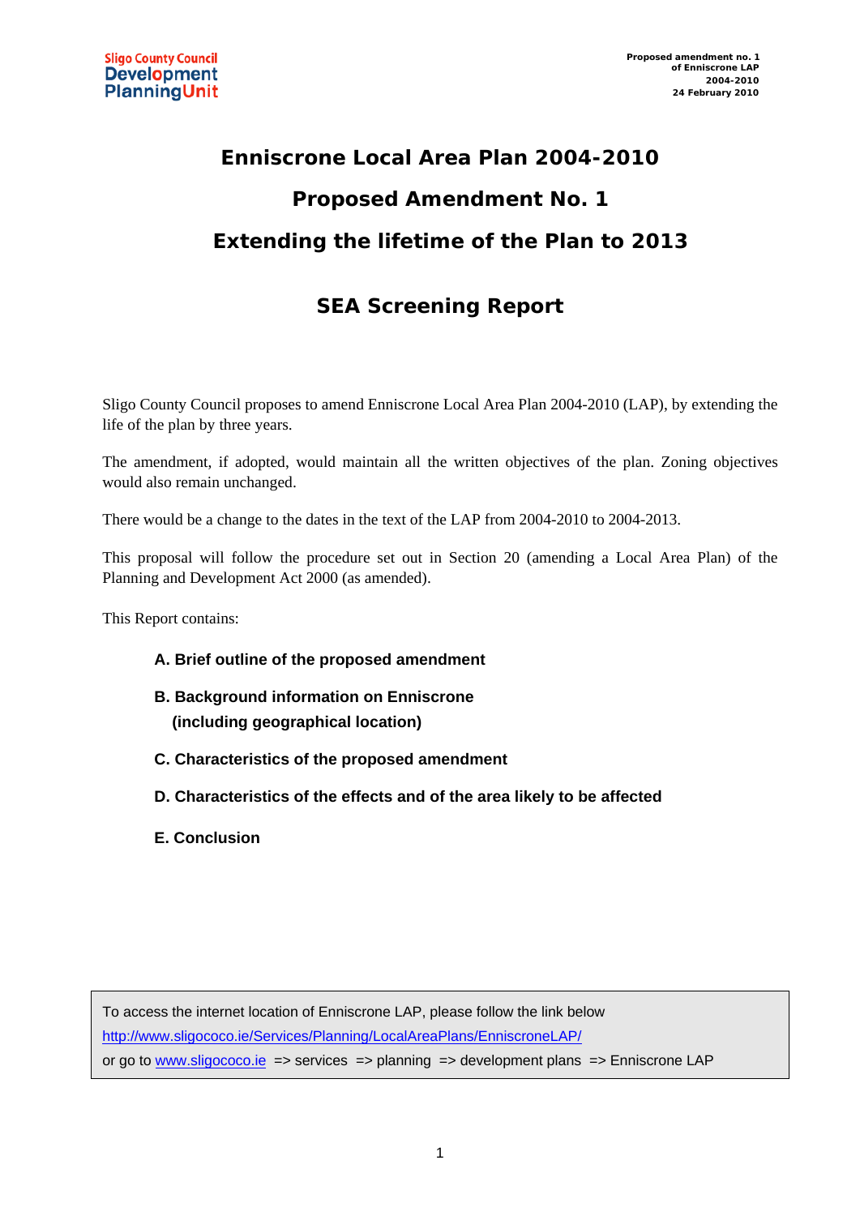Sligo County Council
Development
Planning Unit

Proposed amendment no. 1
of Enniscrone LAP
2004-2010
24 February 2010

# Enniscrone Local Area Plan 2004-2010

# Proposed Amendment No. 1

# Extending the lifetime of the Plan to 2013

## SEA Screening Report

Sligo County Council proposes to amend Enniscrone Local Area Plan 2004-2010 (LAP), by extending the life of the plan by three years.

The amendment, if adopted, would maintain all the written objectives of the plan. Zoning objectives would also remain unchanged.

There would be a change to the dates in the text of the LAP from 2004-2010 to 2004-2013.

This proposal will follow the procedure set out in Section 20 (amending a Local Area Plan) of the Planning and Development Act 2000 (as amended).

This Report contains:

**A. Brief outline of the proposed amendment**

**B. Background information on Enniscrone (including geographical location)**

**C. Characteristics of the proposed amendment**

**D. Characteristics of the effects and of the area likely to be affected**

**E. Conclusion**

To access the internet location of Enniscrone LAP, please follow the link below
http://www.sligococo.ie/Services/Planning/LocalAreaPlans/EnniscroneLAP/
or go to www.sligococo.ie => services => planning => development plans => Enniscrone LAP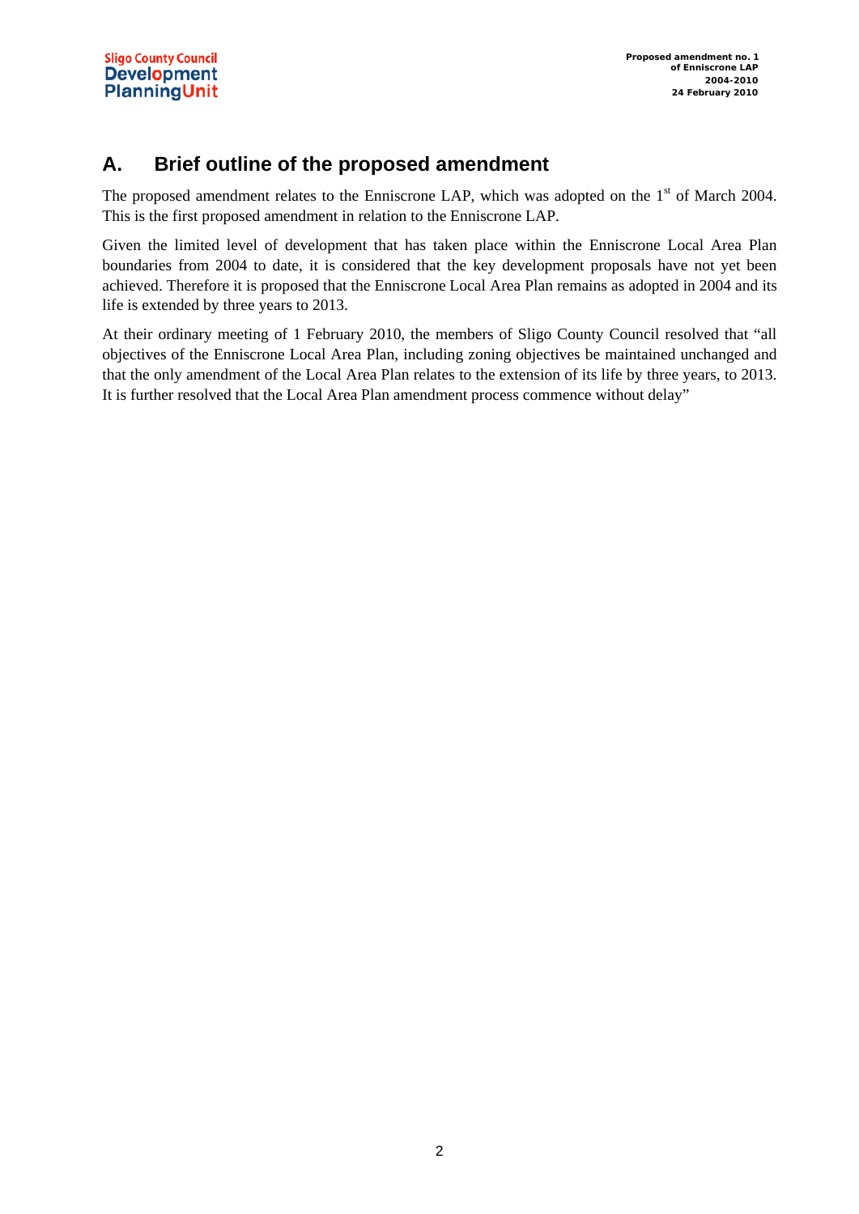## A. Brief outline of the proposed amendment

The proposed amendment relates to the Enniscrone LAP, which was adopted on the 1st of March 2004. This is the first proposed amendment in relation to the Enniscrone LAP.

Given the limited level of development that has taken place within the Enniscrone Local Area Plan boundaries from 2004 to date, it is considered that the key development proposals have not yet been achieved. Therefore it is proposed that the Enniscrone Local Area Plan remains as adopted in 2004 and its life is extended by three years to 2013.

At their ordinary meeting of 1 February 2010, the members of Sligo County Council resolved that "all objectives of the Enniscrone Local Area Plan, including zoning objectives be maintained unchanged and that the only amendment of the Local Area Plan relates to the extension of its life by three years, to 2013. It is further resolved that the Local Area Plan amendment process commence without delay"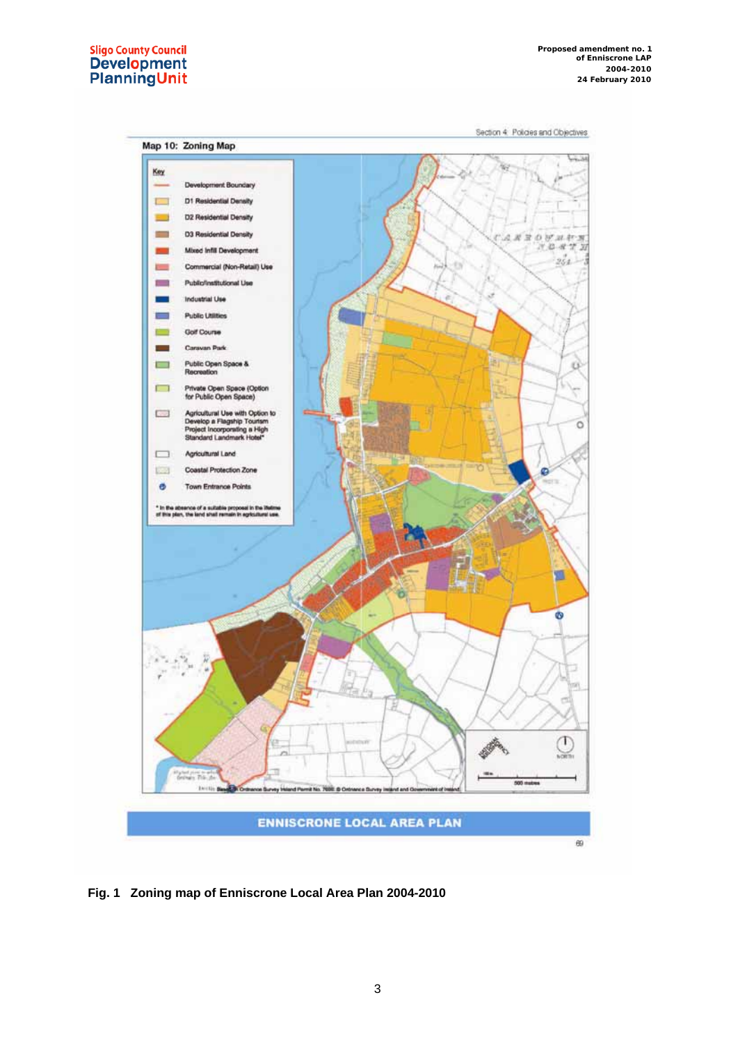Map 10: Zoning Map

**Key**

- Development Boundary
- D1 Residential Density
- D2 Residential Density
- D3 Residential Density
- Mixed Infill Development
- Commercial (Non-Retail) Use
- Public/Institutional Use
- Industrial Use
- Public Utilities
- Golf Course
- Caravan Park
- Public Open Space & Recreation
- Private Open Space (Option for Public Open Space)
- Agricultural Use with Option to Develop a Flagship Tourism Project Incorporating a High Standard Landmark Hotel*
- Agricultural Land
- Coastal Protection Zone
- Town Entrance Points

* In the absence of a suitable proposal in the lifetime of this plan, the land shall remain in agricultural use.

**Fig. 1 Zoning map of Enniscrone Local Area Plan 2004-2010**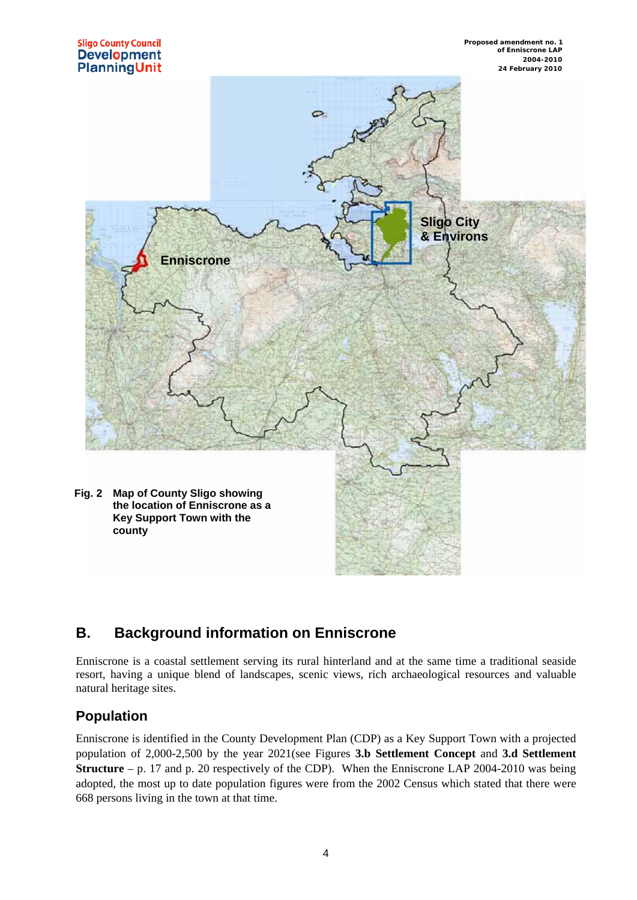Fig. 2 Map of County Sligo showing the location of Enniscrone as a Key Support Town with the county

## B. Background information on Enniscrone

Enniscrone is a coastal settlement serving its rural hinterland and at the same time a traditional seaside resort, having a unique blend of landscapes, scenic views, rich archaeological resources and valuable natural heritage sites.

### Population

Enniscrone is identified in the County Development Plan (CDP) as a Key Support Town with a projected population of 2,000-2,500 by the year 2021(see Figures **3.b Settlement Concept** and **3.d Settlement Structure** – p. 17 and p. 20 respectively of the CDP). When the Enniscrone LAP 2004-2010 was being adopted, the most up to date population figures were from the 2002 Census which stated that there were 668 persons living in the town at that time.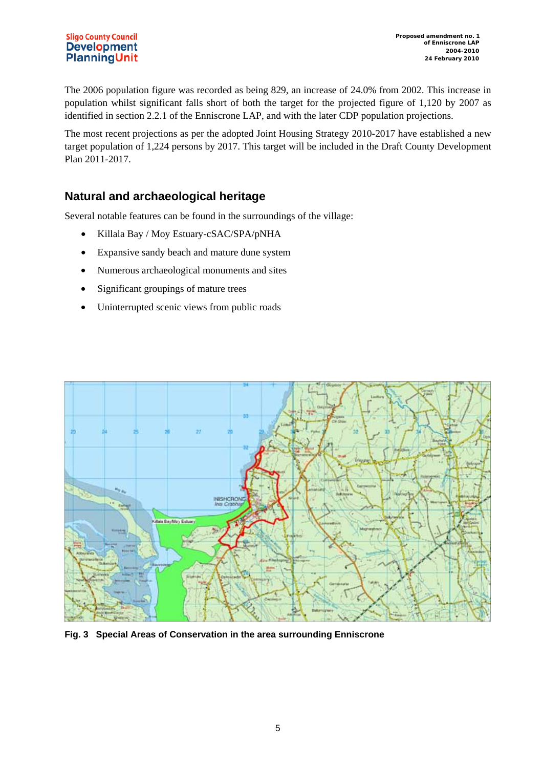The 2006 population figure was recorded as being 829, an increase of 24.0% from 2002. This increase in population whilst significant falls short of both the target for the projected figure of 1,120 by 2007 as identified in section 2.2.1 of the Enniscrone LAP, and with the later CDP population projections.

The most recent projections as per the adopted Joint Housing Strategy 2010-2017 have established a new target population of 1,224 persons by 2017. This target will be included in the Draft County Development Plan 2011-2017.

## Natural and archaeological heritage

Several notable features can be found in the surroundings of the village:

- Killala Bay / Moy Estuary-cSAC/SPA/pNHA
- Expansive sandy beach and mature dune system
- Numerous archaeological monuments and sites
- Significant groupings of mature trees
- Uninterrupted scenic views from public roads

**Fig. 3 Special Areas of Conservation in the area surrounding Enniscrone**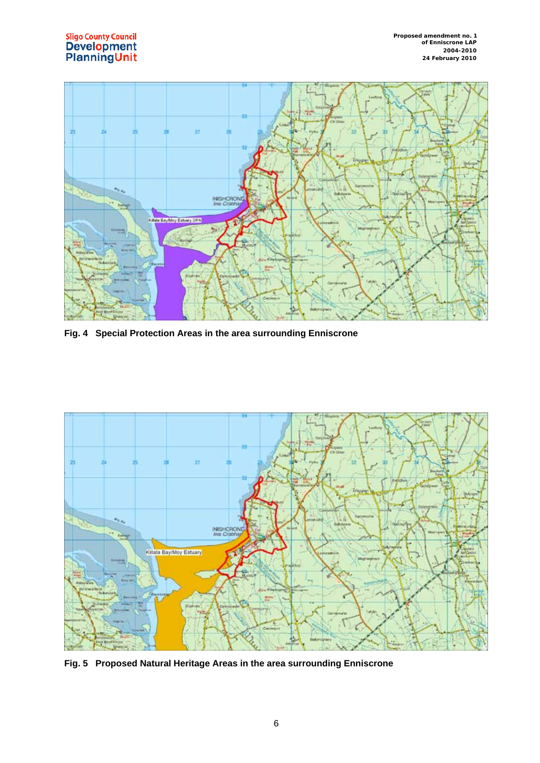Fig. 4 Special Protection Areas in the area surrounding Enniscrone

Fig. 5 Proposed Natural Heritage Areas in the area surrounding Enniscrone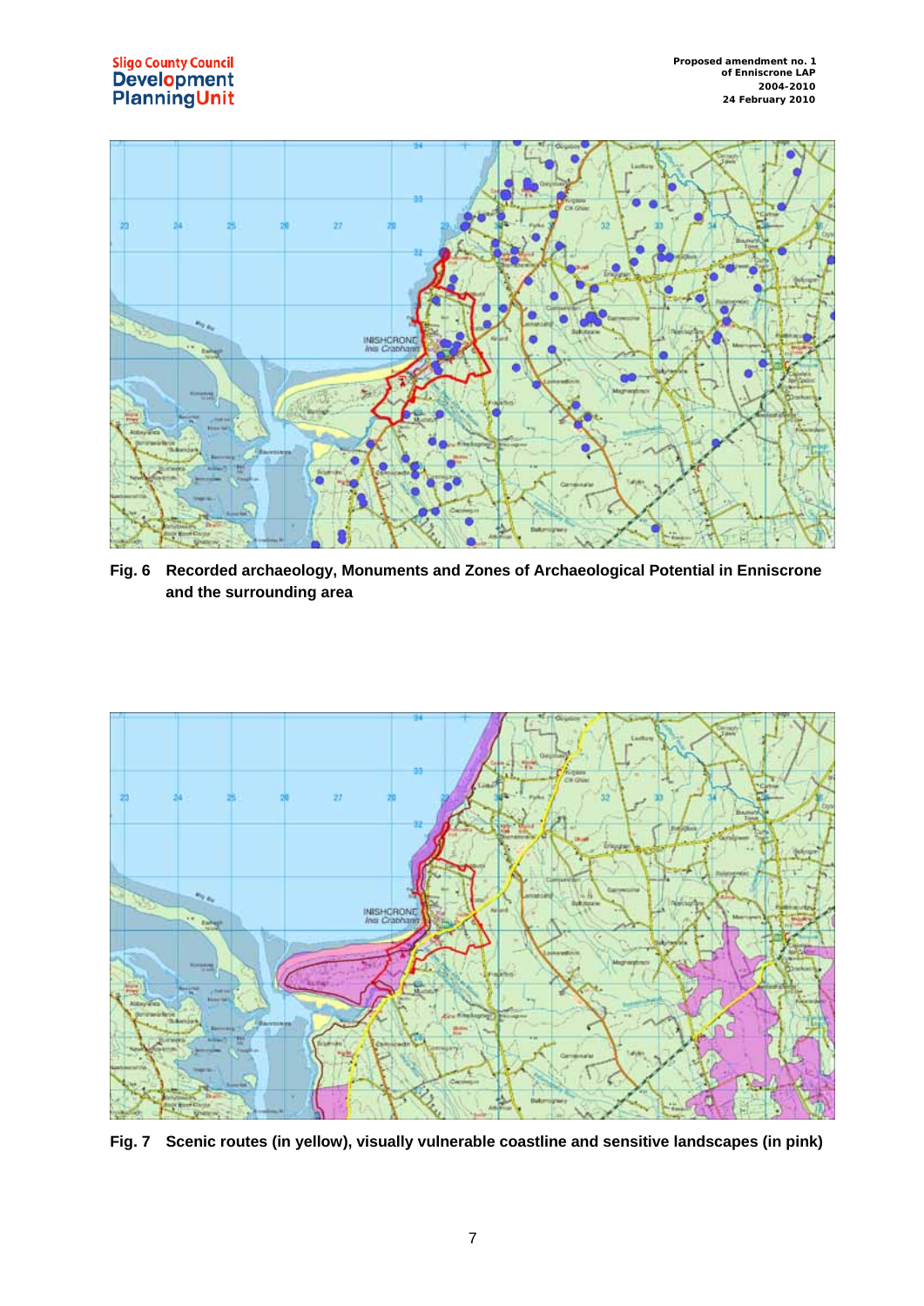**Fig. 6 Recorded archaeology, Monuments and Zones of Archaeological Potential in Enniscrone and the surrounding area**

**Fig. 7 Scenic routes (in yellow), visually vulnerable coastline and sensitive landscapes (in pink)**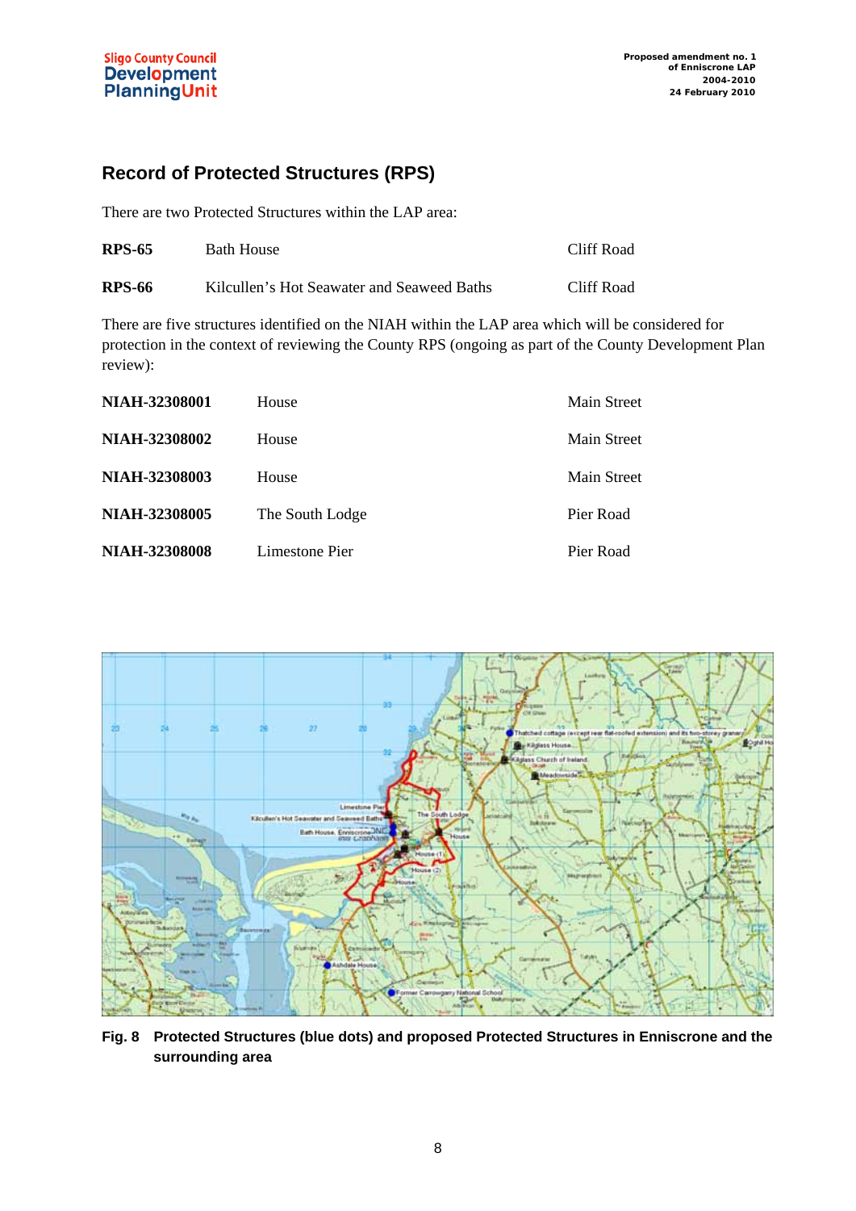## Record of Protected Structures (RPS)

There are two Protected Structures within the LAP area:

| | | |
|---|---|---|
| **RPS-65** | Bath House | Cliff Road |
| **RPS-66** | Kilcullen's Hot Seawater and Seaweed Baths | Cliff Road |

There are five structures identified on the NIAH within the LAP area which will be considered for protection in the context of reviewing the County RPS (ongoing as part of the County Development Plan review):

| | | |
|---|---|---|
| **NIAH-32308001** | House | Main Street |
| **NIAH-32308002** | House | Main Street |
| **NIAH-32308003** | House | Main Street |
| **NIAH-32308005** | The South Lodge | Pier Road |
| **NIAH-32308008** | Limestone Pier | Pier Road |

**Fig. 8 Protected Structures (blue dots) and proposed Protected Structures in Enniscrone and the surrounding area**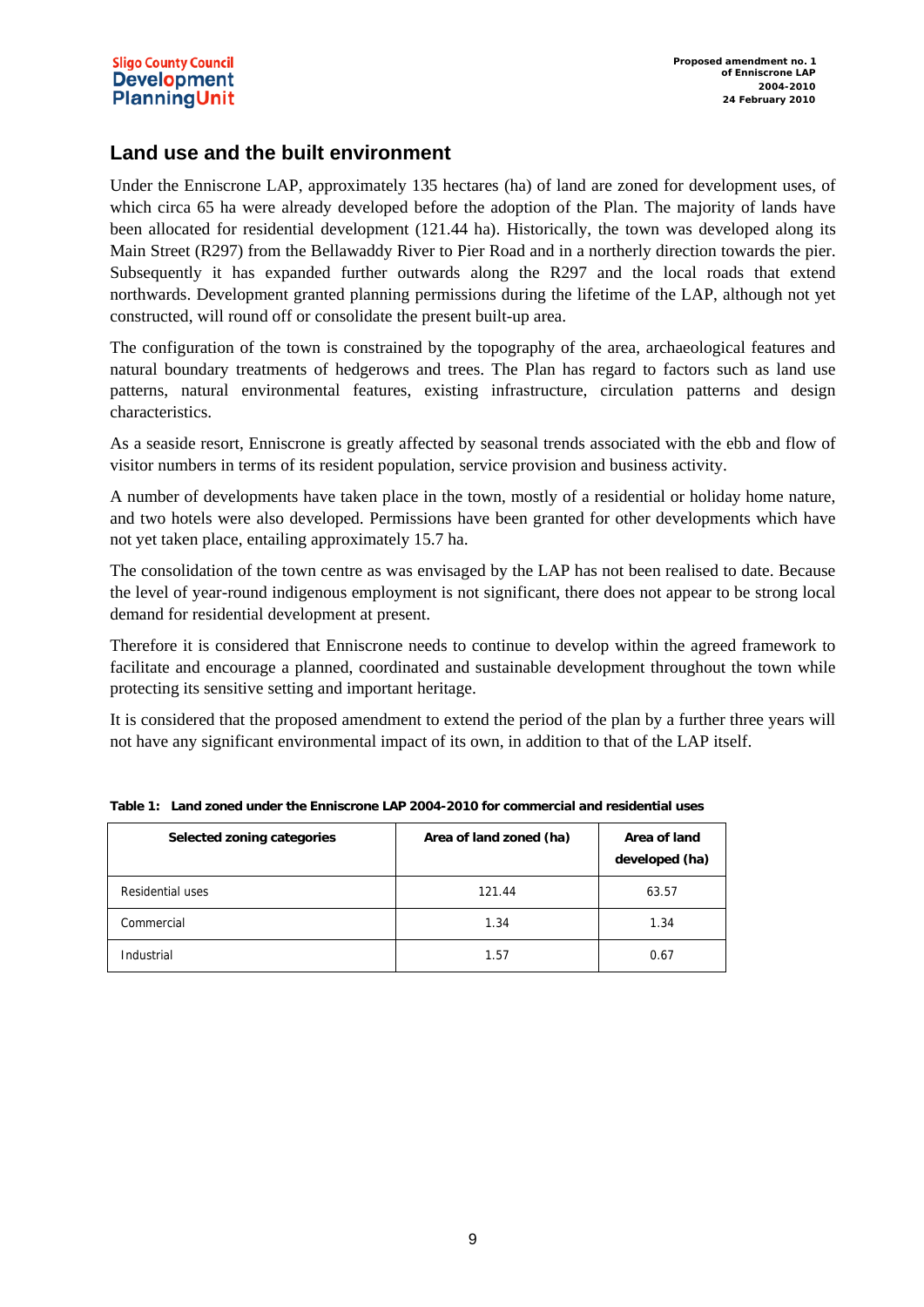## Land use and the built environment

Under the Enniscrone LAP, approximately 135 hectares (ha) of land are zoned for development uses, of which circa 65 ha were already developed before the adoption of the Plan. The majority of lands have been allocated for residential development (121.44 ha). Historically, the town was developed along its Main Street (R297) from the Bellawaddy River to Pier Road and in a northerly direction towards the pier. Subsequently it has expanded further outwards along the R297 and the local roads that extend northwards. Development granted planning permissions during the lifetime of the LAP, although not yet constructed, will round off or consolidate the present built-up area.

The configuration of the town is constrained by the topography of the area, archaeological features and natural boundary treatments of hedgerows and trees. The Plan has regard to factors such as land use patterns, natural environmental features, existing infrastructure, circulation patterns and design characteristics.

As a seaside resort, Enniscrone is greatly affected by seasonal trends associated with the ebb and flow of visitor numbers in terms of its resident population, service provision and business activity.

A number of developments have taken place in the town, mostly of a residential or holiday home nature, and two hotels were also developed. Permissions have been granted for other developments which have not yet taken place, entailing approximately 15.7 ha.

The consolidation of the town centre as was envisaged by the LAP has not been realised to date. Because the level of year-round indigenous employment is not significant, there does not appear to be strong local demand for residential development at present.

Therefore it is considered that Enniscrone needs to continue to develop within the agreed framework to facilitate and encourage a planned, coordinated and sustainable development throughout the town while protecting its sensitive setting and important heritage.

It is considered that the proposed amendment to extend the period of the plan by a further three years will not have any significant environmental impact of its own, in addition to that of the LAP itself.

**Table 1: Land zoned under the Enniscrone LAP 2004-2010 for commercial and residential uses**

| Selected zoning categories | Area of land zoned (ha) | Area of land developed (ha) |
|---|---|---|
| Residential uses | 121.44 | 63.57 |
| Commercial | 1.34 | 1.34 |
| Industrial | 1.57 | 0.67 |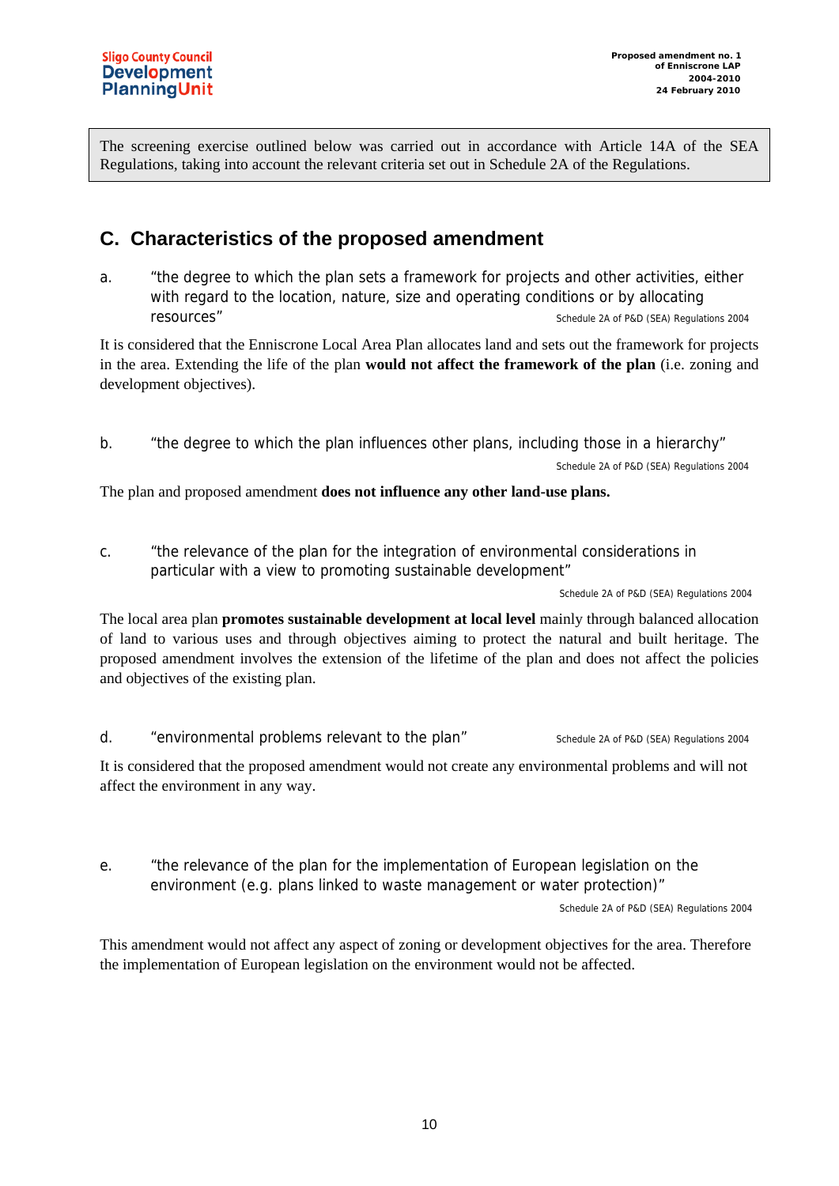The screening exercise outlined below was carried out in accordance with Article 14A of the SEA Regulations, taking into account the relevant criteria set out in Schedule 2A of the Regulations.

## C. Characteristics of the proposed amendment

a. "the degree to which the plan sets a framework for projects and other activities, either with regard to the location, nature, size and operating conditions or by allocating resources" Schedule 2A of P&D (SEA) Regulations 2004

It is considered that the Enniscrone Local Area Plan allocates land and sets out the framework for projects in the area. Extending the life of the plan **would not affect the framework of the plan** (i.e. zoning and development objectives).

b. "the degree to which the plan influences other plans, including those in a hierarchy" Schedule 2A of P&D (SEA) Regulations 2004

The plan and proposed amendment **does not influence any other land-use plans.**

c. "the relevance of the plan for the integration of environmental considerations in particular with a view to promoting sustainable development" Schedule 2A of P&D (SEA) Regulations 2004

The local area plan **promotes sustainable development at local level** mainly through balanced allocation of land to various uses and through objectives aiming to protect the natural and built heritage. The proposed amendment involves the extension of the lifetime of the plan and does not affect the policies and objectives of the existing plan.

d. "environmental problems relevant to the plan" Schedule 2A of P&D (SEA) Regulations 2004

It is considered that the proposed amendment would not create any environmental problems and will not affect the environment in any way.

e. "the relevance of the plan for the implementation of European legislation on the environment (e.g. plans linked to waste management or water protection)" Schedule 2A of P&D (SEA) Regulations 2004

This amendment would not affect any aspect of zoning or development objectives for the area. Therefore the implementation of European legislation on the environment would not be affected.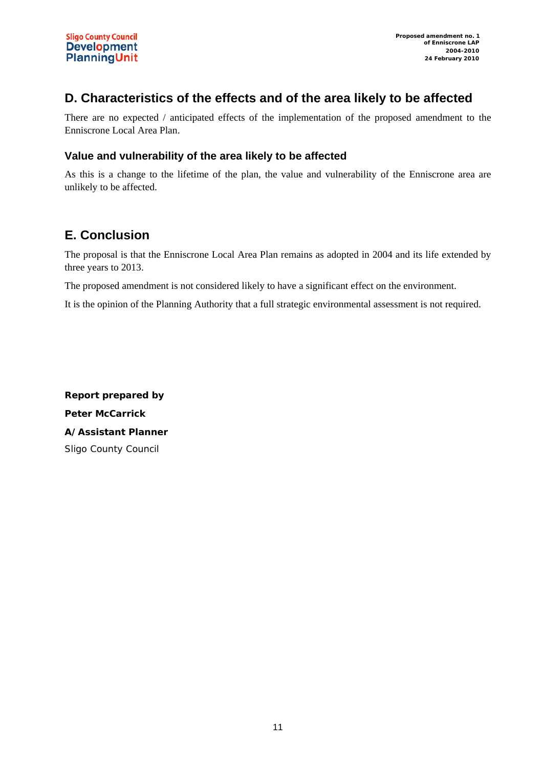## D. Characteristics of the effects and of the area likely to be affected

There are no expected / anticipated effects of the implementation of the proposed amendment to the Enniscrone Local Area Plan.

### Value and vulnerability of the area likely to be affected

As this is a change to the lifetime of the plan, the value and vulnerability of the Enniscrone area are unlikely to be affected.

## E. Conclusion

The proposal is that the Enniscrone Local Area Plan remains as adopted in 2004 and its life extended by three years to 2013.

The proposed amendment is not considered likely to have a significant effect on the environment.

It is the opinion of the Planning Authority that a full strategic environmental assessment is not required.

**Report prepared by**

**Peter McCarrick**

**A/Assistant Planner**

Sligo County Council